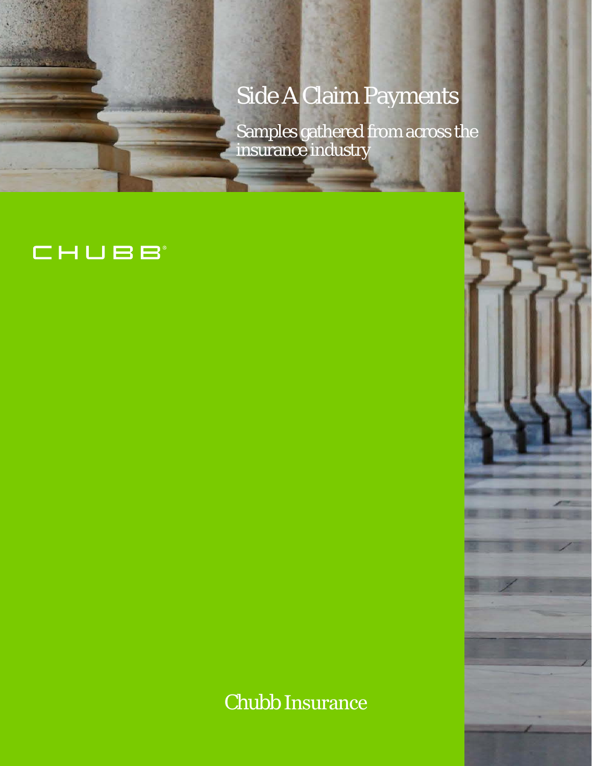# Side A Claim Payments

## Samples gathered from across the insurance industry

CHUBB®

Chubb Insurance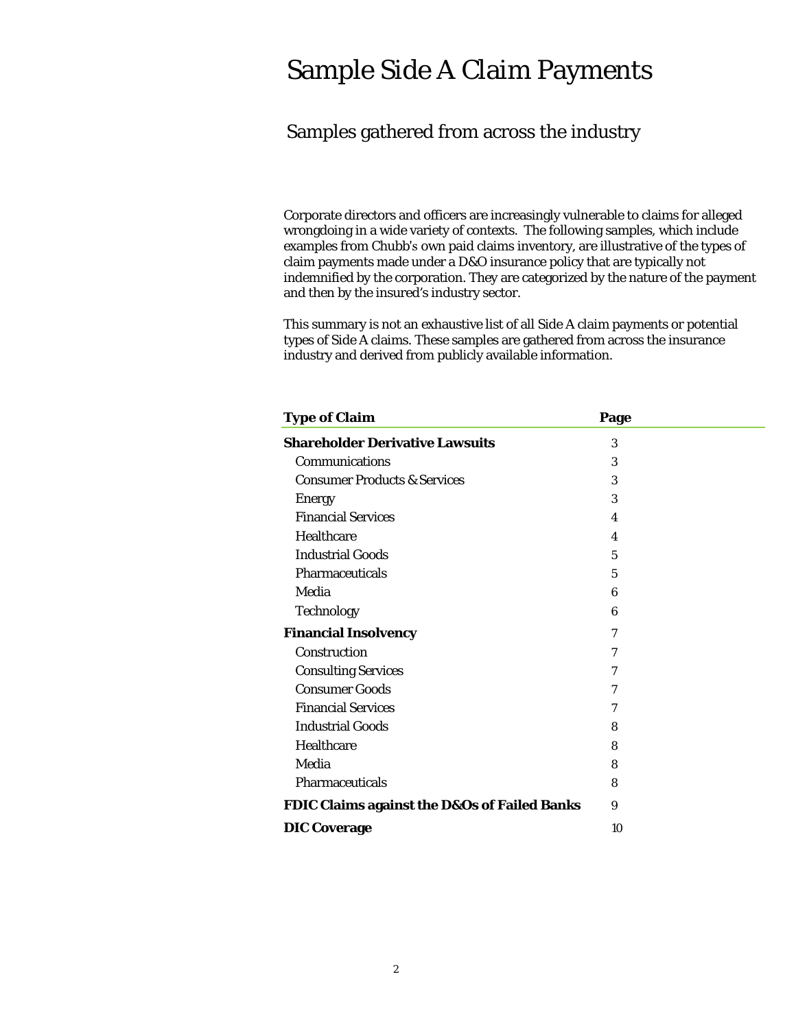# Sample Side A Claim Payments

## Samples gathered from across the industry

Corporate directors and officers are increasingly vulnerable to claims for alleged wrongdoing in a wide variety of contexts. The following samples, which include examples from Chubb's own paid claims inventory, are illustrative of the types of claim payments made under a D&O insurance policy that are typically not indemnified by the corporation. They are categorized by the nature of the payment and then by the insured's industry sector.

This summary is not an exhaustive list of all Side A claim payments or potential types of Side A claims. These samples are gathered from across the insurance industry and derived from publicly available information.

| Type of Claim | Page |
|---|---|
| **Shareholder Derivative Lawsuits** | 3 |
| Communications | 3 |
| Consumer Products & Services | 3 |
| Energy | 3 |
| Financial Services | 4 |
| Healthcare | 4 |
| Industrial Goods | 5 |
| Pharmaceuticals | 5 |
| Media | 6 |
| Technology | 6 |
| **Financial Insolvency** | 7 |
| Construction | 7 |
| Consulting Services | 7 |
| Consumer Goods | 7 |
| Financial Services | 7 |
| Industrial Goods | 8 |
| Healthcare | 8 |
| Media | 8 |
| Pharmaceuticals | 8 |
| **FDIC Claims against the D&Os of Failed Banks** | 9 |
| **DIC Coverage** | 10 |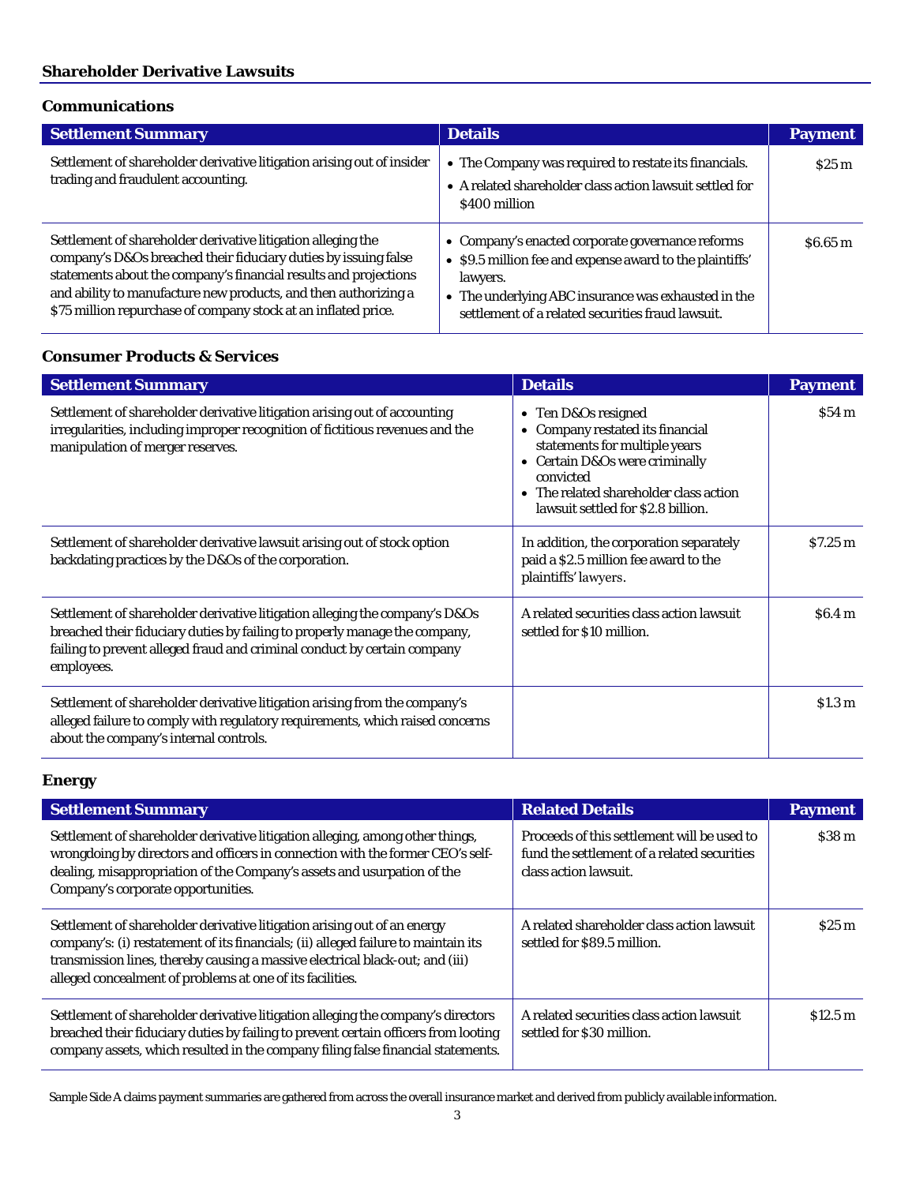## Shareholder Derivative Lawsuits

### Communications

| Settlement Summary | Details | Payment |
|---|---|---|
| Settlement of shareholder derivative litigation arising out of insider trading and fraudulent accounting. | • The Company was required to restate its financials.<br>• A related shareholder class action lawsuit settled for $400 million | $25 m |
| Settlement of shareholder derivative litigation alleging the company's D&Os breached their fiduciary duties by issuing false statements about the company's financial results and projections and ability to manufacture new products, and then authorizing a $75 million repurchase of company stock at an inflated price. | • Company's enacted corporate governance reforms<br>• $9.5 million fee and expense award to the plaintiffs' lawyers.<br>• The underlying ABC insurance was exhausted in the settlement of a related securities fraud lawsuit. | $6.65 m |

### Consumer Products & Services

| Settlement Summary | Details | Payment |
|---|---|---|
| Settlement of shareholder derivative litigation arising out of accounting irregularities, including improper recognition of fictitious revenues and the manipulation of merger reserves. | • Ten D&Os resigned<br>• Company restated its financial statements for multiple years<br>• Certain D&Os were criminally convicted<br>• The related shareholder class action lawsuit settled for $2.8 billion. | $54 m |
| Settlement of shareholder derivative lawsuit arising out of stock option backdating practices by the D&Os of the corporation. | In addition, the corporation separately paid a $2.5 million fee award to the plaintiffs' lawyers. | $7.25 m |
| Settlement of shareholder derivative litigation alleging the company's D&Os breached their fiduciary duties by failing to properly manage the company, failing to prevent alleged fraud and criminal conduct by certain company employees. | A related securities class action lawsuit settled for $10 million. | $6.4 m |
| Settlement of shareholder derivative litigation arising from the company's alleged failure to comply with regulatory requirements, which raised concerns about the company's internal controls. | | $1.3 m |

### Energy

| Settlement Summary | Related Details | Payment |
|---|---|---|
| Settlement of shareholder derivative litigation alleging, among other things, wrongdoing by directors and officers in connection with the former CEO's self-dealing, misappropriation of the Company's assets and usurpation of the Company's corporate opportunities. | Proceeds of this settlement will be used to fund the settlement of a related securities class action lawsuit. | $38 m |
| Settlement of shareholder derivative litigation arising out of an energy company's: (i) restatement of its financials; (ii) alleged failure to maintain its transmission lines, thereby causing a massive electrical black-out; and (iii) alleged concealment of problems at one of its facilities. | A related shareholder class action lawsuit settled for $89.5 million. | $25 m |
| Settlement of shareholder derivative litigation alleging the company's directors breached their fiduciary duties by failing to prevent certain officers from looting company assets, which resulted in the company filing false financial statements. | A related securities class action lawsuit settled for $30 million. | $12.5 m |

Sample Side A claims payment summaries are gathered from across the overall insurance market and derived from publicly available information.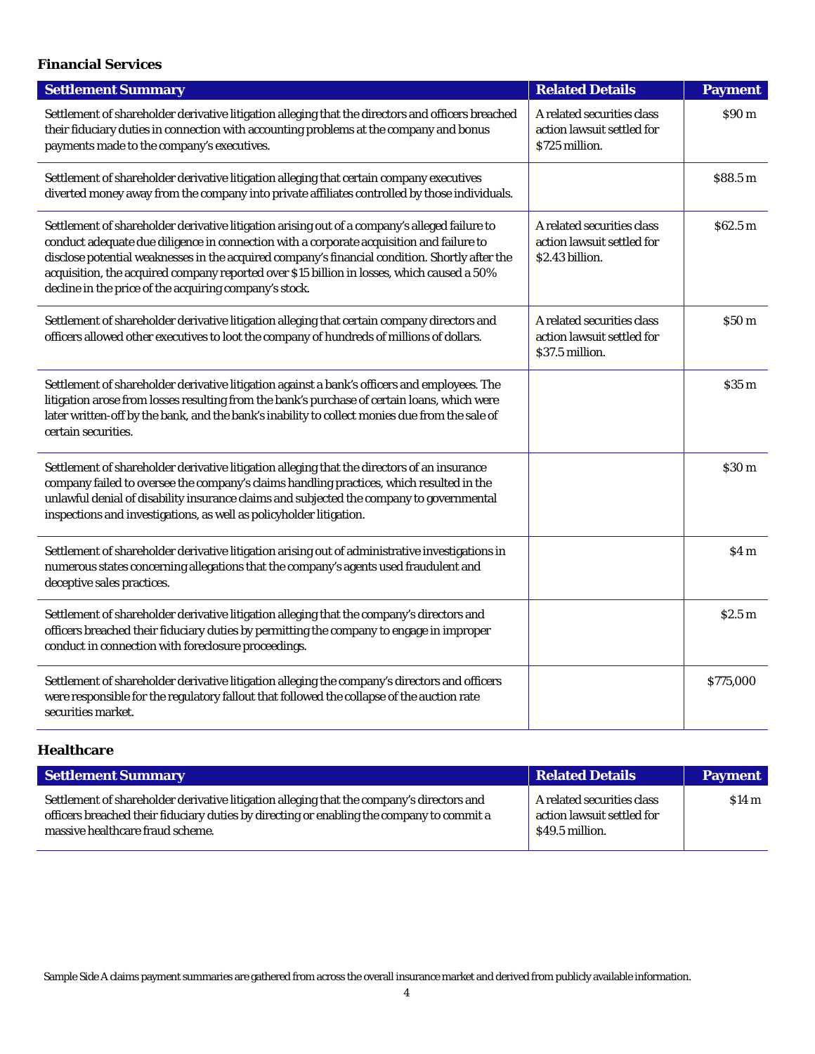## Financial Services

| Settlement Summary | Related Details | Payment |
| --- | --- | --- |
| Settlement of shareholder derivative litigation alleging that the directors and officers breached their fiduciary duties in connection with accounting problems at the company and bonus payments made to the company's executives. | A related securities class action lawsuit settled for $725 million. | $90 m |
| Settlement of shareholder derivative litigation alleging that certain company executives diverted money away from the company into private affiliates controlled by those individuals. | | $88.5 m |
| Settlement of shareholder derivative litigation arising out of a company's alleged failure to conduct adequate due diligence in connection with a corporate acquisition and failure to disclose potential weaknesses in the acquired company's financial condition. Shortly after the acquisition, the acquired company reported over $15 billion in losses, which caused a 50% decline in the price of the acquiring company's stock. | A related securities class action lawsuit settled for $2.43 billion. | $62.5 m |
| Settlement of shareholder derivative litigation alleging that certain company directors and officers allowed other executives to loot the company of hundreds of millions of dollars. | A related securities class action lawsuit settled for $37.5 million. | $50 m |
| Settlement of shareholder derivative litigation against a bank's officers and employees. The litigation arose from losses resulting from the bank's purchase of certain loans, which were later written-off by the bank, and the bank's inability to collect monies due from the sale of certain securities. | | $35 m |
| Settlement of shareholder derivative litigation alleging that the directors of an insurance company failed to oversee the company's claims handling practices, which resulted in the unlawful denial of disability insurance claims and subjected the company to governmental inspections and investigations, as well as policyholder litigation. | | $30 m |
| Settlement of shareholder derivative litigation arising out of administrative investigations in numerous states concerning allegations that the company's agents used fraudulent and deceptive sales practices. | | $4 m |
| Settlement of shareholder derivative litigation alleging that the company's directors and officers breached their fiduciary duties by permitting the company to engage in improper conduct in connection with foreclosure proceedings. | | $2.5 m |
| Settlement of shareholder derivative litigation alleging the company's directors and officers were responsible for the regulatory fallout that followed the collapse of the auction rate securities market. | | $775,000 |

## Healthcare

| Settlement Summary | Related Details | Payment |
| --- | --- | --- |
| Settlement of shareholder derivative litigation alleging that the company's directors and officers breached their fiduciary duties by directing or enabling the company to commit a massive healthcare fraud scheme. | A related securities class action lawsuit settled for $49.5 million. | $14 m |

Sample Side A claims payment summaries are gathered from across the overall insurance market and derived from publicly available information.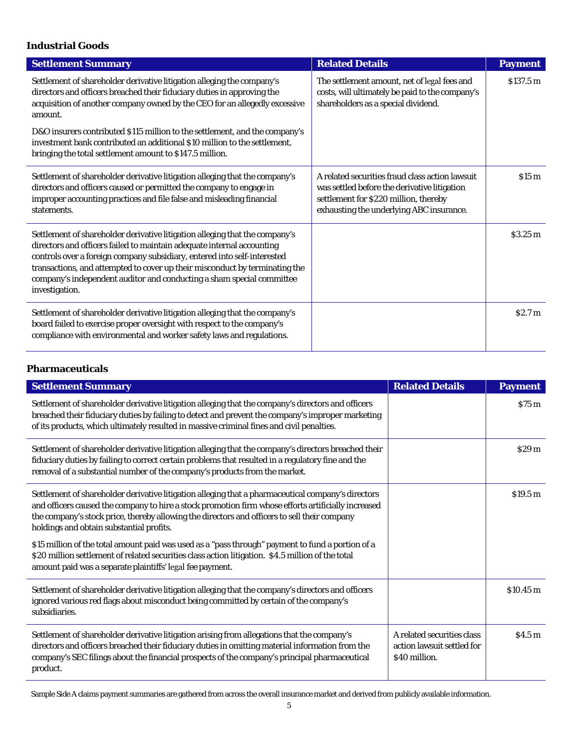### Industrial Goods

| Settlement Summary | Related Details | Payment |
|---|---|---|
| Settlement of shareholder derivative litigation alleging the company's directors and officers breached their fiduciary duties in approving the acquisition of another company owned by the CEO for an allegedly excessive amount.<br><br>D&O insurers contributed $115 million to the settlement, and the company's investment bank contributed an additional $10 million to the settlement, bringing the total settlement amount to $147.5 million. | The settlement amount, net of legal fees and costs, will ultimately be paid to the company's shareholders as a special dividend. | $137.5 m |
| Settlement of shareholder derivative litigation alleging that the company's directors and officers caused or permitted the company to engage in improper accounting practices and file false and misleading financial statements. | A related securities fraud class action lawsuit was settled before the derivative litigation settlement for $220 million, thereby exhausting the underlying ABC insurance. | $15 m |
| Settlement of shareholder derivative litigation alleging that the company's directors and officers failed to maintain adequate internal accounting controls over a foreign company subsidiary, entered into self-interested transactions, and attempted to cover up their misconduct by terminating the company's independent auditor and conducting a sham special committee investigation. | | $3.25 m |
| Settlement of shareholder derivative litigation alleging that the company's board failed to exercise proper oversight with respect to the company's compliance with environmental and worker safety laws and regulations. | | $2.7 m |

### Pharmaceuticals

| Settlement Summary | Related Details | Payment |
|---|---|---|
| Settlement of shareholder derivative litigation alleging that the company's directors and officers breached their fiduciary duties by failing to detect and prevent the company's improper marketing of its products, which ultimately resulted in massive criminal fines and civil penalties. | | $75 m |
| Settlement of shareholder derivative litigation alleging that the company's directors breached their fiduciary duties by failing to correct certain problems that resulted in a regulatory fine and the removal of a substantial number of the company's products from the market. | | $29 m |
| Settlement of shareholder derivative litigation alleging that a pharmaceutical company's directors and officers caused the company to hire a stock promotion firm whose efforts artificially increased the company's stock price, thereby allowing the directors and officers to sell their company holdings and obtain substantial profits.<br><br>$15 million of the total amount paid was used as a "pass through" payment to fund a portion of a $20 million settlement of related securities class action litigation. $4.5 million of the total amount paid was a separate plaintiffs' legal fee payment. | | $19.5 m |
| Settlement of shareholder derivative litigation alleging that the company's directors and officers ignored various red flags about misconduct being committed by certain of the company's subsidiaries. | | $10.45 m |
| Settlement of shareholder derivative litigation arising from allegations that the company's directors and officers breached their fiduciary duties in omitting material information from the company's SEC filings about the financial prospects of the company's principal pharmaceutical product. | A related securities class action lawsuit settled for $40 million. | $4.5 m |

Sample Side A claims payment summaries are gathered from across the overall insurance market and derived from publicly available information.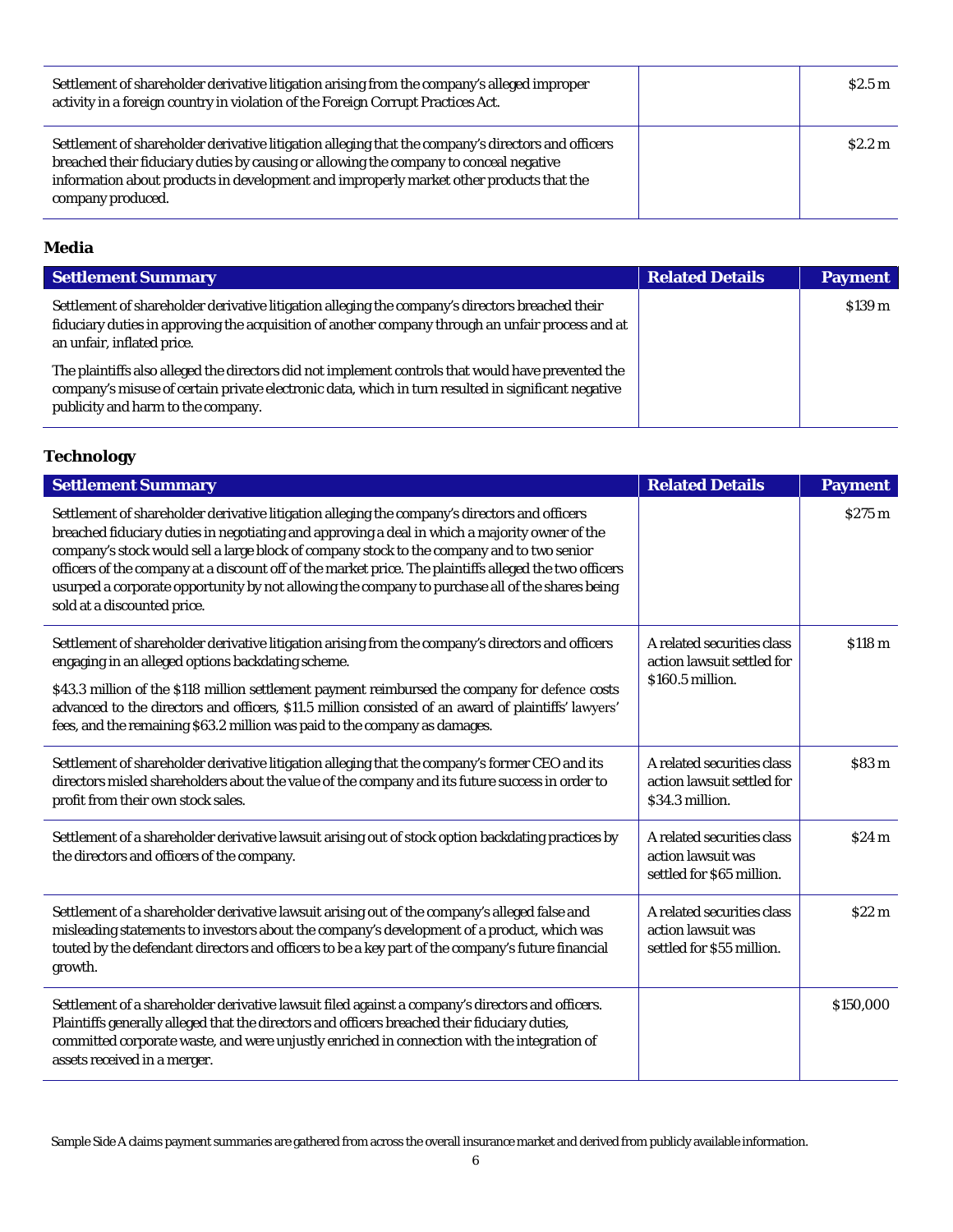| Settlement Summary | Related Details | Payment |
|---|---|---|
| Settlement of shareholder derivative litigation arising from the company's alleged improper activity in a foreign country in violation of the Foreign Corrupt Practices Act. | | $2.5 m |
| Settlement of shareholder derivative litigation alleging that the company's directors and officers breached their fiduciary duties by causing or allowing the company to conceal negative information about products in development and improperly market other products that the company produced. | | $2.2 m |

### Media

| Settlement Summary | Related Details | Payment |
|---|---|---|
| Settlement of shareholder derivative litigation alleging the company's directors breached their fiduciary duties in approving the acquisition of another company through an unfair process and at an unfair, inflated price. The plaintiffs also alleged the directors did not implement controls that would have prevented the company's misuse of certain private electronic data, which in turn resulted in significant negative publicity and harm to the company. | | $139 m |

### Technology

| Settlement Summary | Related Details | Payment |
|---|---|---|
| Settlement of shareholder derivative litigation alleging the company's directors and officers breached fiduciary duties in negotiating and approving a deal in which a majority owner of the company's stock would sell a large block of company stock to the company and to two senior officers of the company at a discount off of the market price. The plaintiffs alleged the two officers usurped a corporate opportunity by not allowing the company to purchase all of the shares being sold at a discounted price. | | $275 m |
| Settlement of shareholder derivative litigation arising from the company's directors and officers engaging in an alleged options backdating scheme. $43.3 million of the $118 million settlement payment reimbursed the company for defence costs advanced to the directors and officers, $11.5 million consisted of an award of plaintiffs' lawyers' fees, and the remaining $63.2 million was paid to the company as damages. | A related securities class action lawsuit settled for $160.5 million. | $118 m |
| Settlement of shareholder derivative litigation alleging that the company's former CEO and its directors misled shareholders about the value of the company and its future success in order to profit from their own stock sales. | A related securities class action lawsuit settled for $34.3 million. | $83 m |
| Settlement of a shareholder derivative lawsuit arising out of stock option backdating practices by the directors and officers of the company. | A related securities class action lawsuit was settled for $65 million. | $24 m |
| Settlement of a shareholder derivative lawsuit arising out of the company's alleged false and misleading statements to investors about the company's development of a product, which was touted by the defendant directors and officers to be a key part of the company's future financial growth. | A related securities class action lawsuit was settled for $55 million. | $22 m |
| Settlement of a shareholder derivative lawsuit filed against a company's directors and officers. Plaintiffs generally alleged that the directors and officers breached their fiduciary duties, committed corporate waste, and were unjustly enriched in connection with the integration of assets received in a merger. | | $150,000 |

Sample Side A claims payment summaries are gathered from across the overall insurance market and derived from publicly available information.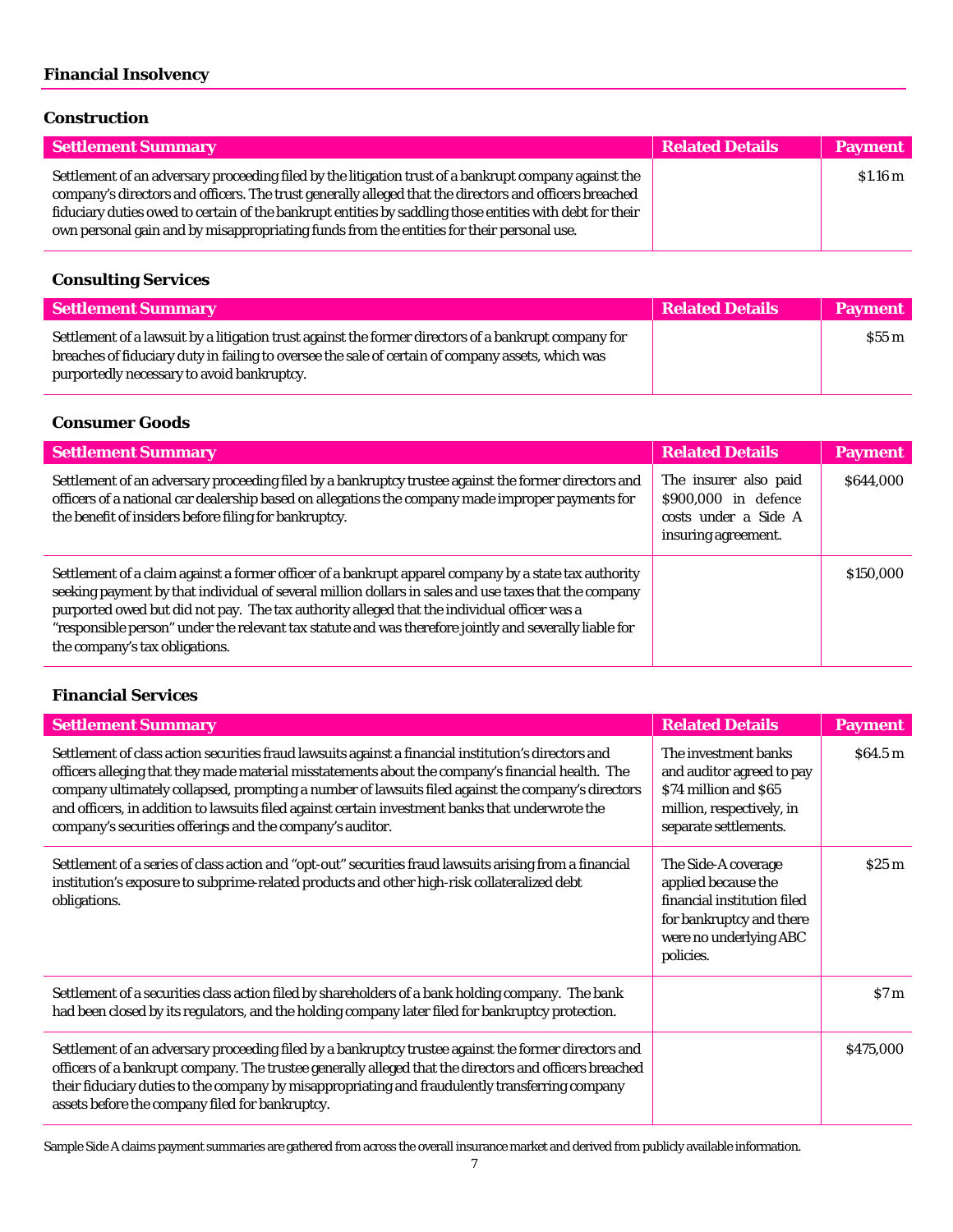## Financial Insolvency

### Construction

| Settlement Summary | Related Details | Payment |
|---|---|---|
| Settlement of an adversary proceeding filed by the litigation trust of a bankrupt company against the company's directors and officers. The trust generally alleged that the directors and officers breached fiduciary duties owed to certain of the bankrupt entities by saddling those entities with debt for their own personal gain and by misappropriating funds from the entities for their personal use. | | $1.16 m |

### Consulting Services

| Settlement Summary | Related Details | Payment |
|---|---|---|
| Settlement of a lawsuit by a litigation trust against the former directors of a bankrupt company for breaches of fiduciary duty in failing to oversee the sale of certain of company assets, which was purportedly necessary to avoid bankruptcy. | | $55 m |

### Consumer Goods

| Settlement Summary | Related Details | Payment |
|---|---|---|
| Settlement of an adversary proceeding filed by a bankruptcy trustee against the former directors and officers of a national car dealership based on allegations the company made improper payments for the benefit of insiders before filing for bankruptcy. | The insurer also paid $900,000 in defence costs under a Side A insuring agreement. | $644,000 |
| Settlement of a claim against a former officer of a bankrupt apparel company by a state tax authority seeking payment by that individual of several million dollars in sales and use taxes that the company purported owed but did not pay. The tax authority alleged that the individual officer was a "responsible person" under the relevant tax statute and was therefore jointly and severally liable for the company's tax obligations. | | $150,000 |

### Financial Services

| Settlement Summary | Related Details | Payment |
|---|---|---|
| Settlement of class action securities fraud lawsuits against a financial institution's directors and officers alleging that they made material misstatements about the company's financial health. The company ultimately collapsed, prompting a number of lawsuits filed against the company's directors and officers, in addition to lawsuits filed against certain investment banks that underwrote the company's securities offerings and the company's auditor. | The investment banks and auditor agreed to pay $74 million and $65 million, respectively, in separate settlements. | $64.5 m |
| Settlement of a series of class action and "opt-out" securities fraud lawsuits arising from a financial institution's exposure to subprime-related products and other high-risk collateralized debt obligations. | The Side-A coverage applied because the financial institution filed for bankruptcy and there were no underlying ABC policies. | $25 m |
| Settlement of a securities class action filed by shareholders of a bank holding company. The bank had been closed by its regulators, and the holding company later filed for bankruptcy protection. | | $7 m |
| Settlement of an adversary proceeding filed by a bankruptcy trustee against the former directors and officers of a bankrupt company. The trustee generally alleged that the directors and officers breached their fiduciary duties to the company by misappropriating and fraudulently transferring company assets before the company filed for bankruptcy. | | $475,000 |

Sample Side A claims payment summaries are gathered from across the overall insurance market and derived from publicly available information.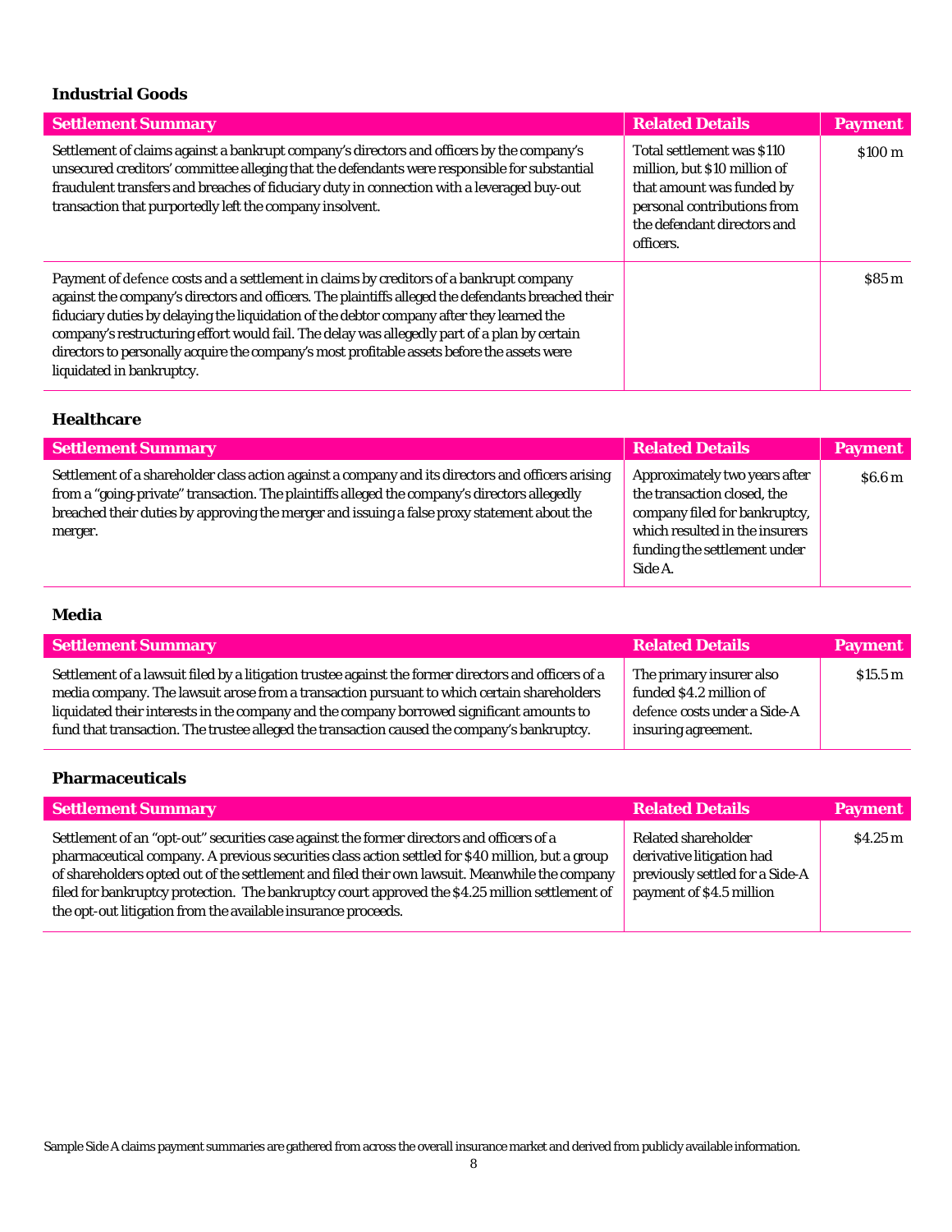### Industrial Goods

| Settlement Summary | Related Details | Payment |
|---|---|---|
| Settlement of claims against a bankrupt company's directors and officers by the company's unsecured creditors' committee alleging that the defendants were responsible for substantial fraudulent transfers and breaches of fiduciary duty in connection with a leveraged buy-out transaction that purportedly left the company insolvent. | Total settlement was $110 million, but $10 million of that amount was funded by personal contributions from the defendant directors and officers. | $100 m |
| Payment of defence costs and a settlement in claims by creditors of a bankrupt company against the company's directors and officers. The plaintiffs alleged the defendants breached their fiduciary duties by delaying the liquidation of the debtor company after they learned the company's restructuring effort would fail. The delay was allegedly part of a plan by certain directors to personally acquire the company's most profitable assets before the assets were liquidated in bankruptcy. | | $85 m |

### Healthcare

| Settlement Summary | Related Details | Payment |
|---|---|---|
| Settlement of a shareholder class action against a company and its directors and officers arising from a "going-private" transaction. The plaintiffs alleged the company's directors allegedly breached their duties by approving the merger and issuing a false proxy statement about the merger. | Approximately two years after the transaction closed, the company filed for bankruptcy, which resulted in the insurers funding the settlement under Side A. | $6.6 m |

### Media

| Settlement Summary | Related Details | Payment |
|---|---|---|
| Settlement of a lawsuit filed by a litigation trustee against the former directors and officers of a media company. The lawsuit arose from a transaction pursuant to which certain shareholders liquidated their interests in the company and the company borrowed significant amounts to fund that transaction. The trustee alleged the transaction caused the company's bankruptcy. | The primary insurer also funded $4.2 million of defence costs under a Side-A insuring agreement. | $15.5 m |

### Pharmaceuticals

| Settlement Summary | Related Details | Payment |
|---|---|---|
| Settlement of an "opt-out" securities case against the former directors and officers of a pharmaceutical company. A previous securities class action settled for $40 million, but a group of shareholders opted out of the settlement and filed their own lawsuit. Meanwhile the company filed for bankruptcy protection. The bankruptcy court approved the $4.25 million settlement of the opt-out litigation from the available insurance proceeds. | Related shareholder derivative litigation had previously settled for a Side-A payment of $4.5 million | $4.25 m |

Sample Side A claims payment summaries are gathered from across the overall insurance market and derived from publicly available information.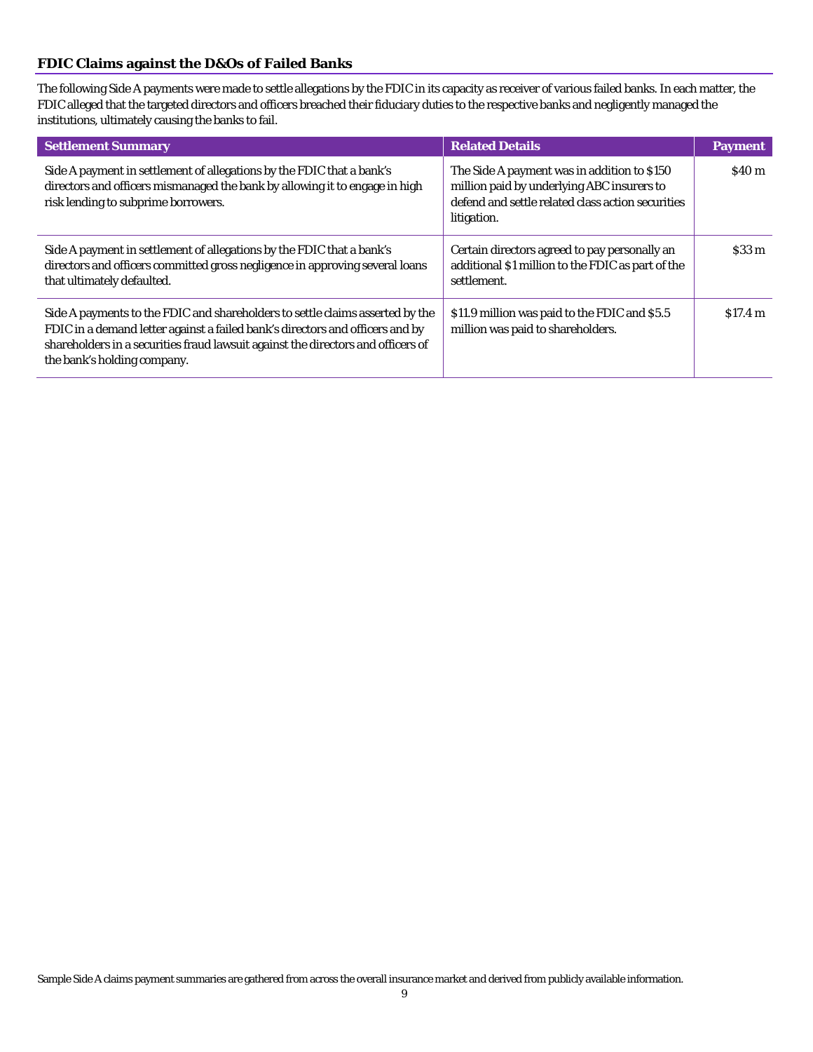## FDIC Claims against the D&Os of Failed Banks

The following Side A payments were made to settle allegations by the FDIC in its capacity as receiver of various failed banks. In each matter, the FDIC alleged that the targeted directors and officers breached their fiduciary duties to the respective banks and negligently managed the institutions, ultimately causing the banks to fail.

| Settlement Summary | Related Details | Payment |
|---|---|---|
| Side A payment in settlement of allegations by the FDIC that a bank's directors and officers mismanaged the bank by allowing it to engage in high risk lending to subprime borrowers. | The Side A payment was in addition to $150 million paid by underlying ABC insurers to defend and settle related class action securities litigation. | $40 m |
| Side A payment in settlement of allegations by the FDIC that a bank's directors and officers committed gross negligence in approving several loans that ultimately defaulted. | Certain directors agreed to pay personally an additional $1 million to the FDIC as part of the settlement. | $33 m |
| Side A payments to the FDIC and shareholders to settle claims asserted by the FDIC in a demand letter against a failed bank's directors and officers and by shareholders in a securities fraud lawsuit against the directors and officers of the bank's holding company. | $11.9 million was paid to the FDIC and $5.5 million was paid to shareholders. | $17.4 m |

Sample Side A claims payment summaries are gathered from across the overall insurance market and derived from publicly available information.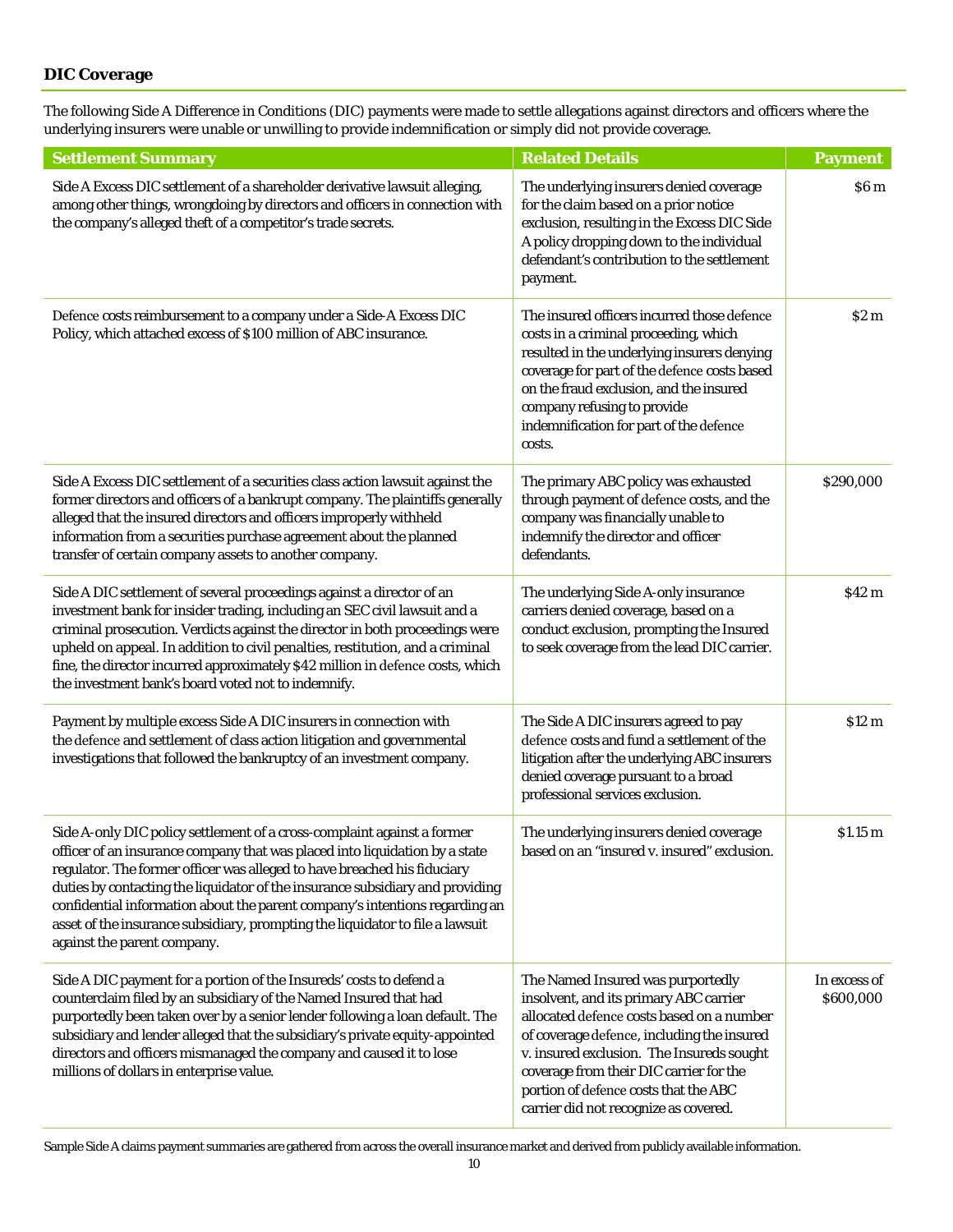## DIC Coverage

The following Side A Difference in Conditions (DIC) payments were made to settle allegations against directors and officers where the underlying insurers were unable or unwilling to provide indemnification or simply did not provide coverage.

| Settlement Summary | Related Details | Payment |
|---|---|---|
| Side A Excess DIC settlement of a shareholder derivative lawsuit alleging, among other things, wrongdoing by directors and officers in connection with the company's alleged theft of a competitor's trade secrets. | The underlying insurers denied coverage for the claim based on a prior notice exclusion, resulting in the Excess DIC Side A policy dropping down to the individual defendant's contribution to the settlement payment. | $6 m |
| Defence costs reimbursement to a company under a Side-A Excess DIC Policy, which attached excess of $100 million of ABC insurance. | The insured officers incurred those defence costs in a criminal proceeding, which resulted in the underlying insurers denying coverage for part of the defence costs based on the fraud exclusion, and the insured company refusing to provide indemnification for part of the defence costs. | $2 m |
| Side A Excess DIC settlement of a securities class action lawsuit against the former directors and officers of a bankrupt company. The plaintiffs generally alleged that the insured directors and officers improperly withheld information from a securities purchase agreement about the planned transfer of certain company assets to another company. | The primary ABC policy was exhausted through payment of defence costs, and the company was financially unable to indemnify the director and officer defendants. | $290,000 |
| Side A DIC settlement of several proceedings against a director of an investment bank for insider trading, including an SEC civil lawsuit and a criminal prosecution. Verdicts against the director in both proceedings were upheld on appeal. In addition to civil penalties, restitution, and a criminal fine, the director incurred approximately $42 million in defence costs, which the investment bank's board voted not to indemnify. | The underlying Side A-only insurance carriers denied coverage, based on a conduct exclusion, prompting the Insured to seek coverage from the lead DIC carrier. | $42 m |
| Payment by multiple excess Side A DIC insurers in connection with the defence and settlement of class action litigation and governmental investigations that followed the bankruptcy of an investment company. | The Side A DIC insurers agreed to pay defence costs and fund a settlement of the litigation after the underlying ABC insurers denied coverage pursuant to a broad professional services exclusion. | $12 m |
| Side A-only DIC policy settlement of a cross-complaint against a former officer of an insurance company that was placed into liquidation by a state regulator. The former officer was alleged to have breached his fiduciary duties by contacting the liquidator of the insurance subsidiary and providing confidential information about the parent company's intentions regarding an asset of the insurance subsidiary, prompting the liquidator to file a lawsuit against the parent company. | The underlying insurers denied coverage based on an "insured v. insured" exclusion. | $1.15 m |
| Side A DIC payment for a portion of the Insureds' costs to defend a counterclaim filed by an subsidiary of the Named Insured that had purportedly been taken over by a senior lender following a loan default. The subsidiary and lender alleged that the subsidiary's private equity-appointed directors and officers mismanaged the company and caused it to lose millions of dollars in enterprise value. | The Named Insured was purportedly insolvent, and its primary ABC carrier allocated defence costs based on a number of coverage defence, including the insured v. insured exclusion. The Insureds sought coverage from their DIC carrier for the portion of defence costs that the ABC carrier did not recognize as covered. | In excess of $600,000 |

Sample Side A claims payment summaries are gathered from across the overall insurance market and derived from publicly available information.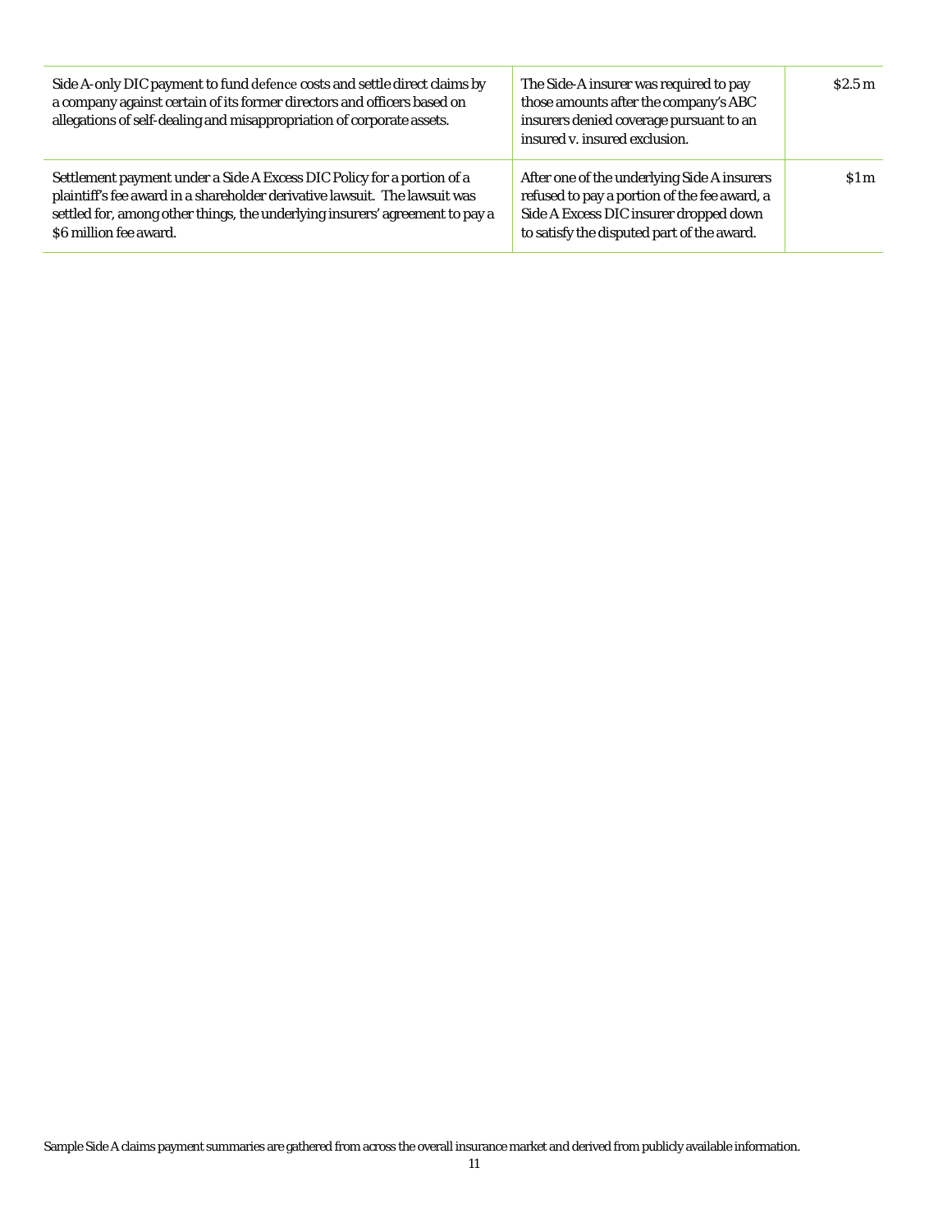| | | |
|---|---|---|
| Side A-only DIC payment to fund defence costs and settle direct claims by a company against certain of its former directors and officers based on allegations of self-dealing and misappropriation of corporate assets. | The Side-A insurer was required to pay those amounts after the company's ABC insurers denied coverage pursuant to an insured v. insured exclusion. | $2.5 m |
| Settlement payment under a Side A Excess DIC Policy for a portion of a plaintiff's fee award in a shareholder derivative lawsuit. The lawsuit was settled for, among other things, the underlying insurers' agreement to pay a $6 million fee award. | After one of the underlying Side A insurers refused to pay a portion of the fee award, a Side A Excess DIC insurer dropped down to satisfy the disputed part of the award. | $1 m |

Sample Side A claims payment summaries are gathered from across the overall insurance market and derived from publicly available information.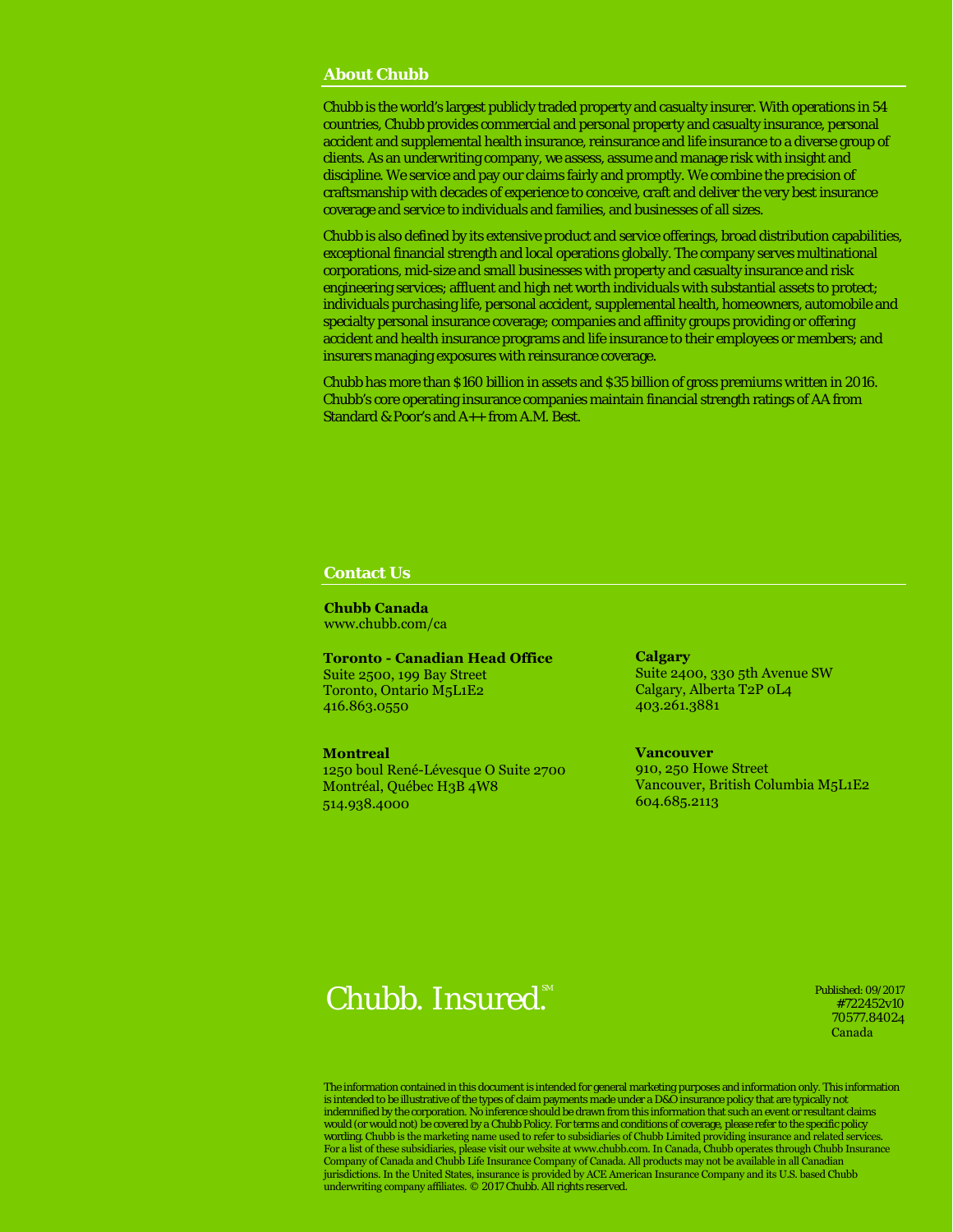## About Chubb

Chubb is the world's largest publicly traded property and casualty insurer. With operations in 54 countries, Chubb provides commercial and personal property and casualty insurance, personal accident and supplemental health insurance, reinsurance and life insurance to a diverse group of clients. As an underwriting company, we assess, assume and manage risk with insight and discipline. We service and pay our claims fairly and promptly. We combine the precision of craftsmanship with decades of experience to conceive, craft and deliver the very best insurance coverage and service to individuals and families, and businesses of all sizes.

Chubb is also defined by its extensive product and service offerings, broad distribution capabilities, exceptional financial strength and local operations globally. The company serves multinational corporations, mid-size and small businesses with property and casualty insurance and risk engineering services; affluent and high net worth individuals with substantial assets to protect; individuals purchasing life, personal accident, supplemental health, homeowners, automobile and specialty personal insurance coverage; companies and affinity groups providing or offering accident and health insurance programs and life insurance to their employees or members; and insurers managing exposures with reinsurance coverage.

Chubb has more than $160 billion in assets and $35 billion of gross premiums written in 2016. Chubb's core operating insurance companies maintain financial strength ratings of AA from Standard & Poor's and A++ from A.M. Best.

## Contact Us

**Chubb Canada**
www.chubb.com/ca

**Toronto - Canadian Head Office**
Suite 2500, 199 Bay Street
Toronto, Ontario M5L1E2
416.863.0550

**Montreal**
1250 boul René-Lévesque O Suite 2700
Montréal, Québec H3B 4W8
514.938.4000

**Calgary**
Suite 2400, 330 5th Avenue SW
Calgary, Alberta T2P 0L4
403.261.3881

**Vancouver**
910, 250 Howe Street
Vancouver, British Columbia M5L1E2
604.685.2113

Chubb. Insured.SM

Published: 09/2017
#722452v10
70577.84024
Canada

The information contained in this document is intended for general marketing purposes and information only. This information is intended to be illustrative of the types of claim payments made under a D&O insurance policy that are typically not indemnified by the corporation. No inference should be drawn from this information that such an event or resultant claims would (or would not) be covered by a Chubb Policy. For terms and conditions of coverage, please refer to the specific policy wording. Chubb is the marketing name used to refer to subsidiaries of Chubb Limited providing insurance and related services. For a list of these subsidiaries, please visit our website at www.chubb.com. In Canada, Chubb operates through Chubb Insurance Company of Canada and Chubb Life Insurance Company of Canada. All products may not be available in all Canadian jurisdictions. In the United States, insurance is provided by ACE American Insurance Company and its U.S. based Chubb underwriting company affiliates. © 2017 Chubb. All rights reserved.